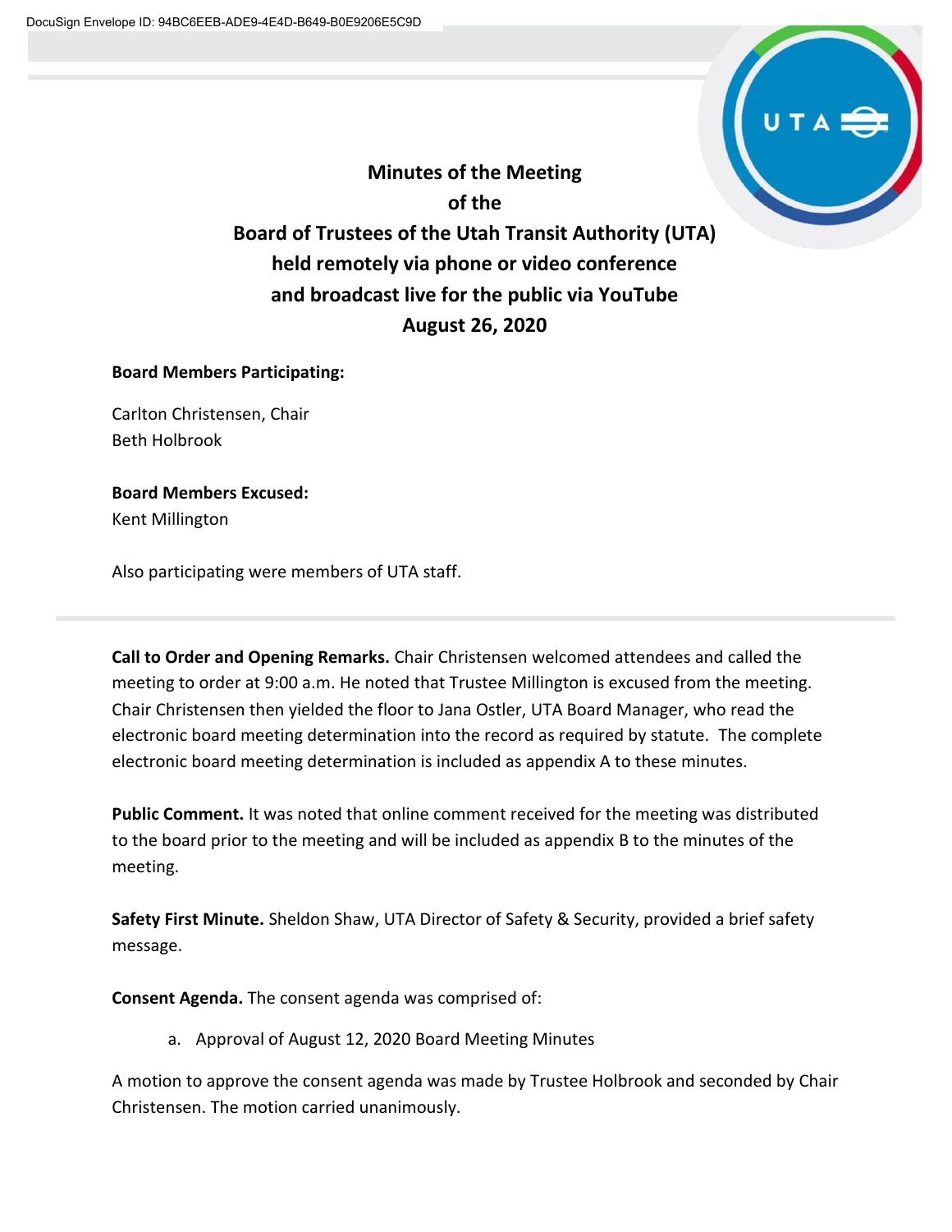# Minutes of the Meeting
# of the
# Board of Trustees of the Utah Transit Authority (UTA)
# held remotely via phone or video conference
# and broadcast live for the public via YouTube
# August 26, 2020

**Board Members Participating:**

Carlton Christensen, Chair
Beth Holbrook

**Board Members Excused:**
Kent Millington

Also participating were members of UTA staff.

---

**Call to Order and Opening Remarks.** Chair Christensen welcomed attendees and called the meeting to order at 9:00 a.m. He noted that Trustee Millington is excused from the meeting. Chair Christensen then yielded the floor to Jana Ostler, UTA Board Manager, who read the electronic board meeting determination into the record as required by statute. The complete electronic board meeting determination is included as appendix A to these minutes.

**Public Comment.** It was noted that online comment received for the meeting was distributed to the board prior to the meeting and will be included as appendix B to the minutes of the meeting.

**Safety First Minute.** Sheldon Shaw, UTA Director of Safety & Security, provided a brief safety message.

**Consent Agenda.** The consent agenda was comprised of:

a. Approval of August 12, 2020 Board Meeting Minutes

A motion to approve the consent agenda was made by Trustee Holbrook and seconded by Chair Christensen. The motion carried unanimously.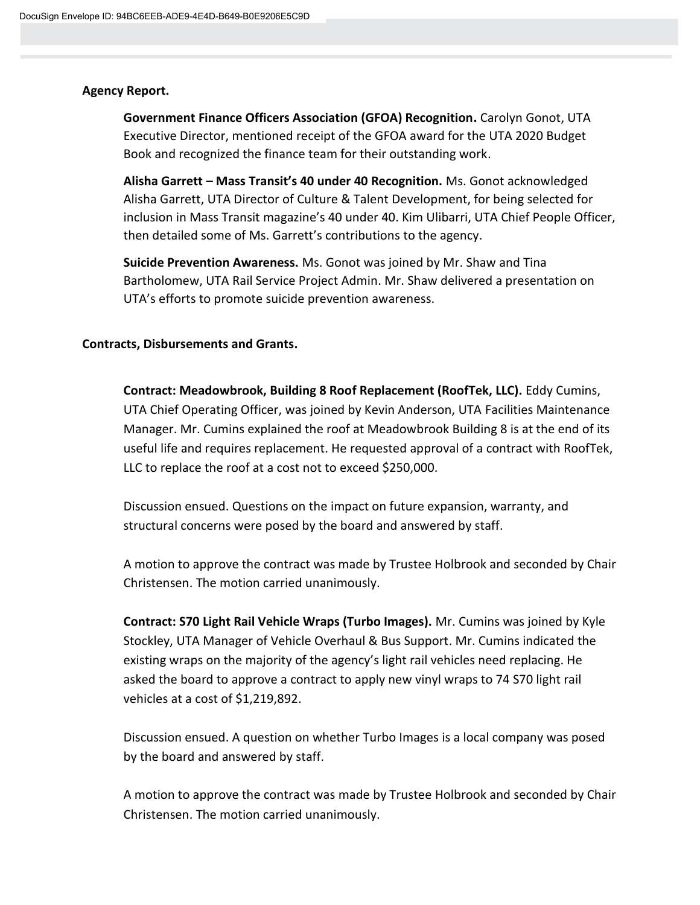**Agency Report.**

**Government Finance Officers Association (GFOA) Recognition.** Carolyn Gonot, UTA Executive Director, mentioned receipt of the GFOA award for the UTA 2020 Budget Book and recognized the finance team for their outstanding work.

**Alisha Garrett – Mass Transit's 40 under 40 Recognition.** Ms. Gonot acknowledged Alisha Garrett, UTA Director of Culture & Talent Development, for being selected for inclusion in Mass Transit magazine's 40 under 40. Kim Ulibarri, UTA Chief People Officer, then detailed some of Ms. Garrett's contributions to the agency.

**Suicide Prevention Awareness.** Ms. Gonot was joined by Mr. Shaw and Tina Bartholomew, UTA Rail Service Project Admin. Mr. Shaw delivered a presentation on UTA's efforts to promote suicide prevention awareness.

**Contracts, Disbursements and Grants.**

**Contract: Meadowbrook, Building 8 Roof Replacement (RoofTek, LLC).** Eddy Cumins, UTA Chief Operating Officer, was joined by Kevin Anderson, UTA Facilities Maintenance Manager. Mr. Cumins explained the roof at Meadowbrook Building 8 is at the end of its useful life and requires replacement. He requested approval of a contract with RoofTek, LLC to replace the roof at a cost not to exceed $250,000.

Discussion ensued. Questions on the impact on future expansion, warranty, and structural concerns were posed by the board and answered by staff.

A motion to approve the contract was made by Trustee Holbrook and seconded by Chair Christensen. The motion carried unanimously.

**Contract: S70 Light Rail Vehicle Wraps (Turbo Images).** Mr. Cumins was joined by Kyle Stockley, UTA Manager of Vehicle Overhaul & Bus Support. Mr. Cumins indicated the existing wraps on the majority of the agency's light rail vehicles need replacing. He asked the board to approve a contract to apply new vinyl wraps to 74 S70 light rail vehicles at a cost of $1,219,892.

Discussion ensued. A question on whether Turbo Images is a local company was posed by the board and answered by staff.

A motion to approve the contract was made by Trustee Holbrook and seconded by Chair Christensen. The motion carried unanimously.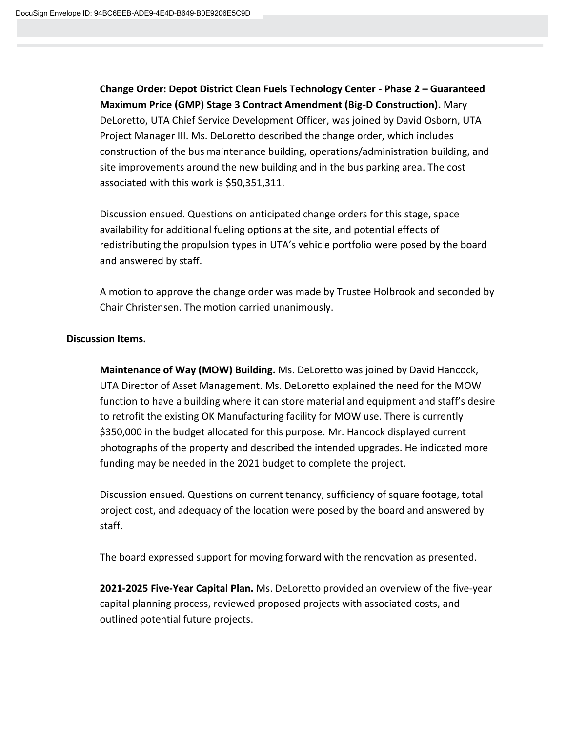**Change Order: Depot District Clean Fuels Technology Center - Phase 2 – Guaranteed Maximum Price (GMP) Stage 3 Contract Amendment (Big-D Construction).** Mary DeLoretto, UTA Chief Service Development Officer, was joined by David Osborn, UTA Project Manager III. Ms. DeLoretto described the change order, which includes construction of the bus maintenance building, operations/administration building, and site improvements around the new building and in the bus parking area. The cost associated with this work is $50,351,311.

Discussion ensued. Questions on anticipated change orders for this stage, space availability for additional fueling options at the site, and potential effects of redistributing the propulsion types in UTA's vehicle portfolio were posed by the board and answered by staff.

A motion to approve the change order was made by Trustee Holbrook and seconded by Chair Christensen. The motion carried unanimously.

**Discussion Items.**

**Maintenance of Way (MOW) Building.** Ms. DeLoretto was joined by David Hancock, UTA Director of Asset Management. Ms. DeLoretto explained the need for the MOW function to have a building where it can store material and equipment and staff's desire to retrofit the existing OK Manufacturing facility for MOW use. There is currently $350,000 in the budget allocated for this purpose. Mr. Hancock displayed current photographs of the property and described the intended upgrades. He indicated more funding may be needed in the 2021 budget to complete the project.

Discussion ensued. Questions on current tenancy, sufficiency of square footage, total project cost, and adequacy of the location were posed by the board and answered by staff.

The board expressed support for moving forward with the renovation as presented.

**2021-2025 Five-Year Capital Plan.** Ms. DeLoretto provided an overview of the five-year capital planning process, reviewed proposed projects with associated costs, and outlined potential future projects.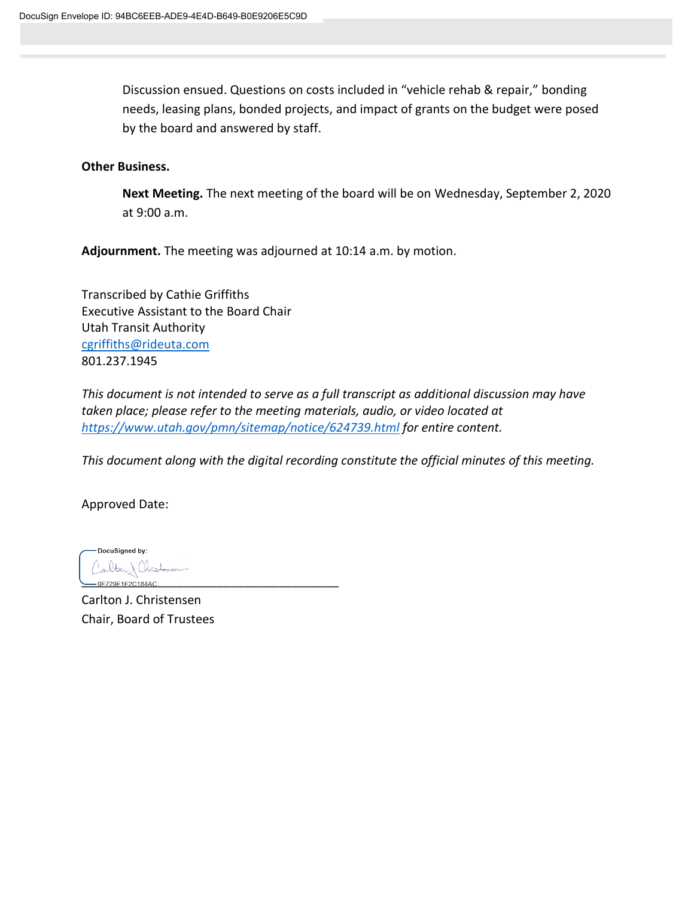Discussion ensued. Questions on costs included in "vehicle rehab & repair," bonding needs, leasing plans, bonded projects, and impact of grants on the budget were posed by the board and answered by staff.

**Other Business.**

**Next Meeting.** The next meeting of the board will be on Wednesday, September 2, 2020 at 9:00 a.m.

**Adjournment.** The meeting was adjourned at 10:14 a.m. by motion.

Transcribed by Cathie Griffiths
Executive Assistant to the Board Chair
Utah Transit Authority
cgriffiths@rideuta.com
801.237.1945

*This document is not intended to serve as a full transcript as additional discussion may have taken place; please refer to the meeting materials, audio, or video located at https://www.utah.gov/pmn/sitemap/notice/624739.html for entire content.*

*This document along with the digital recording constitute the official minutes of this meeting.*

Approved Date:

DocuSigned by:
9E729E1E2C184AC

Carlton J. Christensen
Chair, Board of Trustees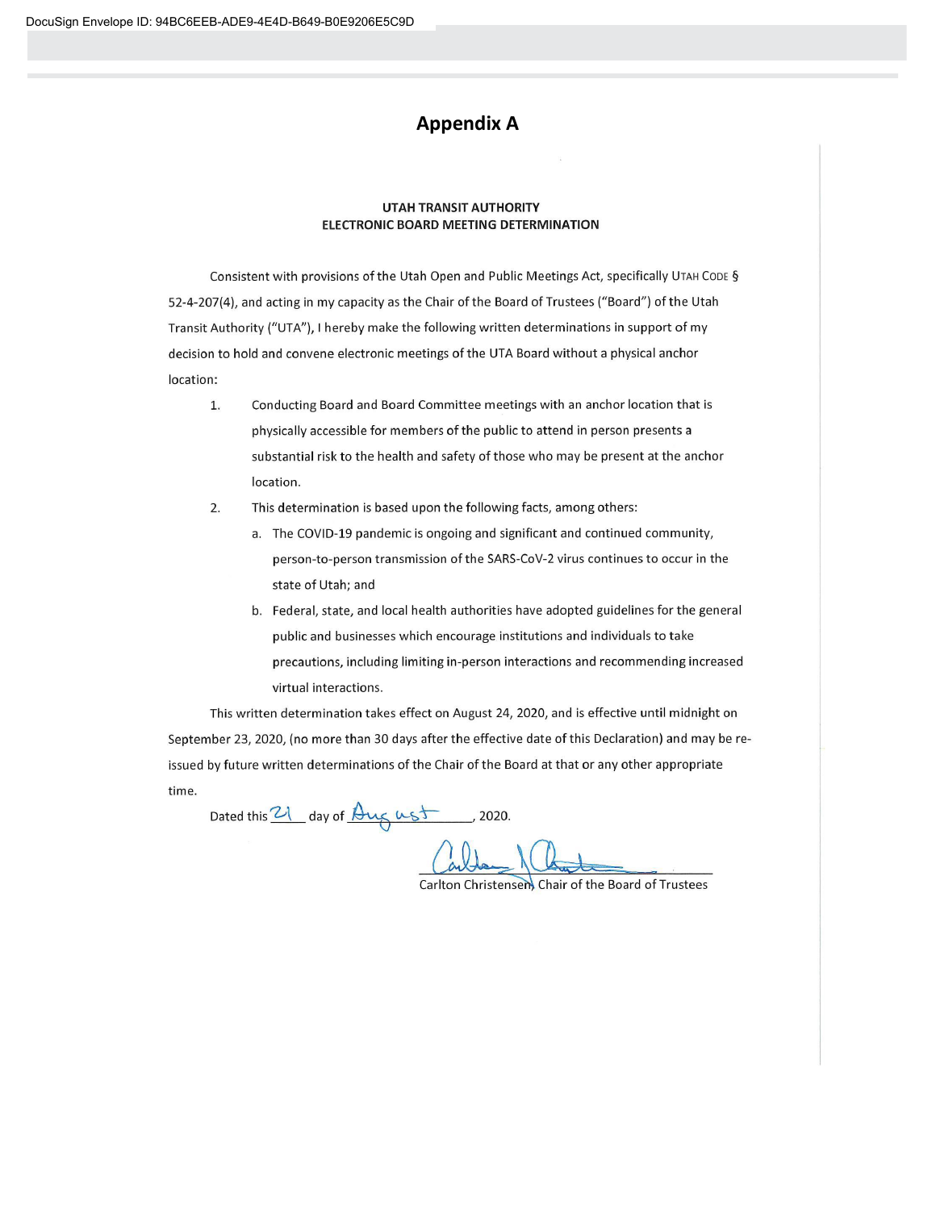# Appendix A

**UTAH TRANSIT AUTHORITY**
**ELECTRONIC BOARD MEETING DETERMINATION**

Consistent with provisions of the Utah Open and Public Meetings Act, specifically UTAH CODE § 52-4-207(4), and acting in my capacity as the Chair of the Board of Trustees ("Board") of the Utah Transit Authority ("UTA"), I hereby make the following written determinations in support of my decision to hold and convene electronic meetings of the UTA Board without a physical anchor location:

1. Conducting Board and Board Committee meetings with an anchor location that is physically accessible for members of the public to attend in person presents a substantial risk to the health and safety of those who may be present at the anchor location.
2. This determination is based upon the following facts, among others:
   a. The COVID-19 pandemic is ongoing and significant and continued community, person-to-person transmission of the SARS-CoV-2 virus continues to occur in the state of Utah; and
   b. Federal, state, and local health authorities have adopted guidelines for the general public and businesses which encourage institutions and individuals to take precautions, including limiting in-person interactions and recommending increased virtual interactions.

This written determination takes effect on August 24, 2020, and is effective until midnight on September 23, 2020, (no more than 30 days after the effective date of this Declaration) and may be re-issued by future written determinations of the Chair of the Board at that or any other appropriate time.

Dated this 21 day of August, 2020.

Carlton Christensen, Chair of the Board of Trustees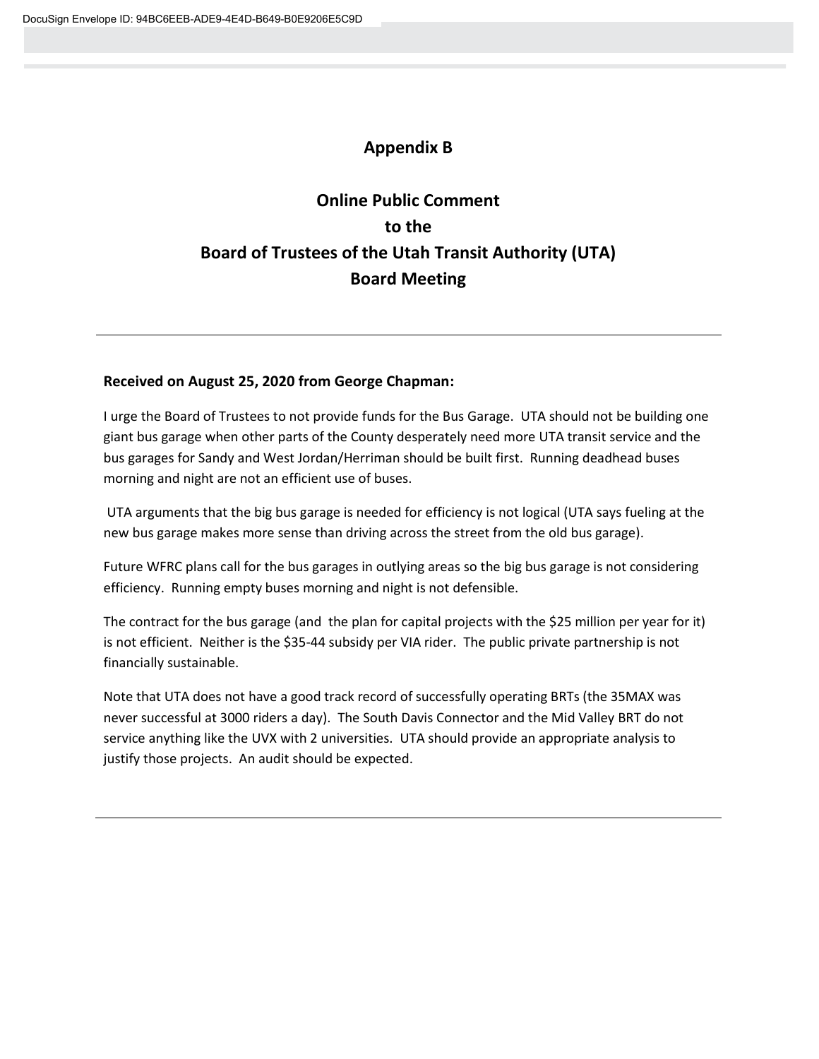# Appendix B

## Online Public Comment to the Board of Trustees of the Utah Transit Authority (UTA) Board Meeting

---

**Received on August 25, 2020 from George Chapman:**

I urge the Board of Trustees to not provide funds for the Bus Garage. UTA should not be building one giant bus garage when other parts of the County desperately need more UTA transit service and the bus garages for Sandy and West Jordan/Herriman should be built first. Running deadhead buses morning and night are not an efficient use of buses.

UTA arguments that the big bus garage is needed for efficiency is not logical (UTA says fueling at the new bus garage makes more sense than driving across the street from the old bus garage).

Future WFRC plans call for the bus garages in outlying areas so the big bus garage is not considering efficiency. Running empty buses morning and night is not defensible.

The contract for the bus garage (and the plan for capital projects with the $25 million per year for it) is not efficient. Neither is the $35-44 subsidy per VIA rider. The public private partnership is not financially sustainable.

Note that UTA does not have a good track record of successfully operating BRTs (the 35MAX was never successful at 3000 riders a day). The South Davis Connector and the Mid Valley BRT do not service anything like the UVX with 2 universities. UTA should provide an appropriate analysis to justify those projects. An audit should be expected.

---